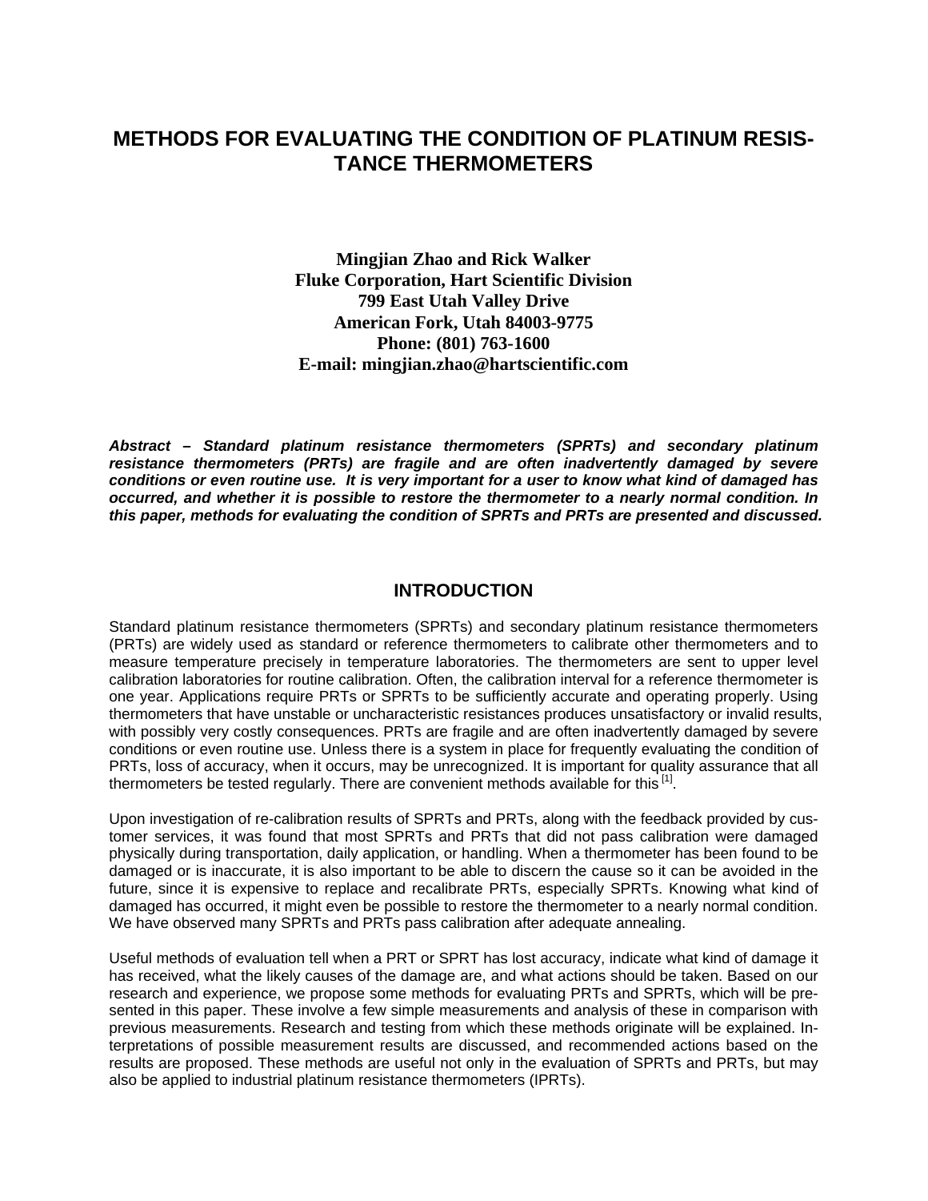# METHODS FOR EVALUATING THE CONDITION OF PLATINUM RESISTANCE THERMOMETERS

**Mingjian Zhao and Rick Walker**
**Fluke Corporation, Hart Scientific Division**
**799 East Utah Valley Drive**
**American Fork, Utah 84003-9775**
**Phone: (801) 763-1600**
**E-mail: mingjian.zhao@hartscientific.com**

***Abstract – Standard platinum resistance thermometers (SPRTs) and secondary platinum resistance thermometers (PRTs) are fragile and are often inadvertently damaged by severe conditions or even routine use. It is very important for a user to know what kind of damaged has occurred, and whether it is possible to restore the thermometer to a nearly normal condition. In this paper, methods for evaluating the condition of SPRTs and PRTs are presented and discussed.***

## INTRODUCTION

Standard platinum resistance thermometers (SPRTs) and secondary platinum resistance thermometers (PRTs) are widely used as standard or reference thermometers to calibrate other thermometers and to measure temperature precisely in temperature laboratories. The thermometers are sent to upper level calibration laboratories for routine calibration. Often, the calibration interval for a reference thermometer is one year. Applications require PRTs or SPRTs to be sufficiently accurate and operating properly. Using thermometers that have unstable or uncharacteristic resistances produces unsatisfactory or invalid results, with possibly very costly consequences. PRTs are fragile and are often inadvertently damaged by severe conditions or even routine use. Unless there is a system in place for frequently evaluating the condition of PRTs, loss of accuracy, when it occurs, may be unrecognized. It is important for quality assurance that all thermometers be tested regularly. There are convenient methods available for this [1].

Upon investigation of re-calibration results of SPRTs and PRTs, along with the feedback provided by customer services, it was found that most SPRTs and PRTs that did not pass calibration were damaged physically during transportation, daily application, or handling. When a thermometer has been found to be damaged or is inaccurate, it is also important to be able to discern the cause so it can be avoided in the future, since it is expensive to replace and recalibrate PRTs, especially SPRTs. Knowing what kind of damaged has occurred, it might even be possible to restore the thermometer to a nearly normal condition. We have observed many SPRTs and PRTs pass calibration after adequate annealing.

Useful methods of evaluation tell when a PRT or SPRT has lost accuracy, indicate what kind of damage it has received, what the likely causes of the damage are, and what actions should be taken. Based on our research and experience, we propose some methods for evaluating PRTs and SPRTs, which will be presented in this paper. These involve a few simple measurements and analysis of these in comparison with previous measurements. Research and testing from which these methods originate will be explained. Interpretations of possible measurement results are discussed, and recommended actions based on the results are proposed. These methods are useful not only in the evaluation of SPRTs and PRTs, but may also be applied to industrial platinum resistance thermometers (IPRTs).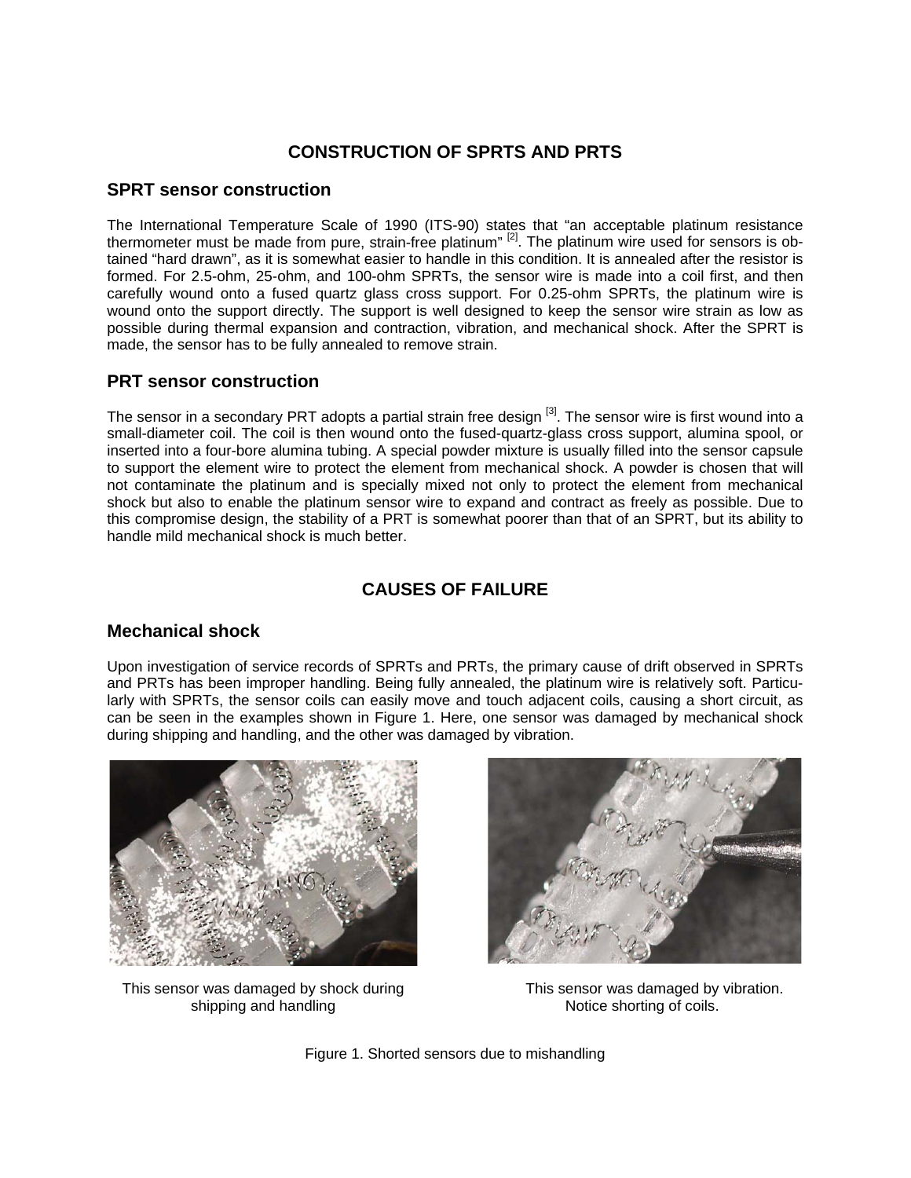## CONSTRUCTION OF SPRTS AND PRTS

### SPRT sensor construction

The International Temperature Scale of 1990 (ITS-90) states that "an acceptable platinum resistance thermometer must be made from pure, strain-free platinum" [2]. The platinum wire used for sensors is obtained "hard drawn", as it is somewhat easier to handle in this condition. It is annealed after the resistor is formed. For 2.5-ohm, 25-ohm, and 100-ohm SPRTs, the sensor wire is made into a coil first, and then carefully wound onto a fused quartz glass cross support. For 0.25-ohm SPRTs, the platinum wire is wound onto the support directly. The support is well designed to keep the sensor wire strain as low as possible during thermal expansion and contraction, vibration, and mechanical shock. After the SPRT is made, the sensor has to be fully annealed to remove strain.

### PRT sensor construction

The sensor in a secondary PRT adopts a partial strain free design [3]. The sensor wire is first wound into a small-diameter coil. The coil is then wound onto the fused-quartz-glass cross support, alumina spool, or inserted into a four-bore alumina tubing. A special powder mixture is usually filled into the sensor capsule to support the element wire to protect the element from mechanical shock. A powder is chosen that will not contaminate the platinum and is specially mixed not only to protect the element from mechanical shock but also to enable the platinum sensor wire to expand and contract as freely as possible. Due to this compromise design, the stability of a PRT is somewhat poorer than that of an SPRT, but its ability to handle mild mechanical shock is much better.

## CAUSES OF FAILURE

### Mechanical shock

Upon investigation of service records of SPRTs and PRTs, the primary cause of drift observed in SPRTs and PRTs has been improper handling. Being fully annealed, the platinum wire is relatively soft. Particularly with SPRTs, the sensor coils can easily move and touch adjacent coils, causing a short circuit, as can be seen in the examples shown in Figure 1. Here, one sensor was damaged by mechanical shock during shipping and handling, and the other was damaged by vibration.

This sensor was damaged by shock during shipping and handling

This sensor was damaged by vibration. Notice shorting of coils.

Figure 1. Shorted sensors due to mishandling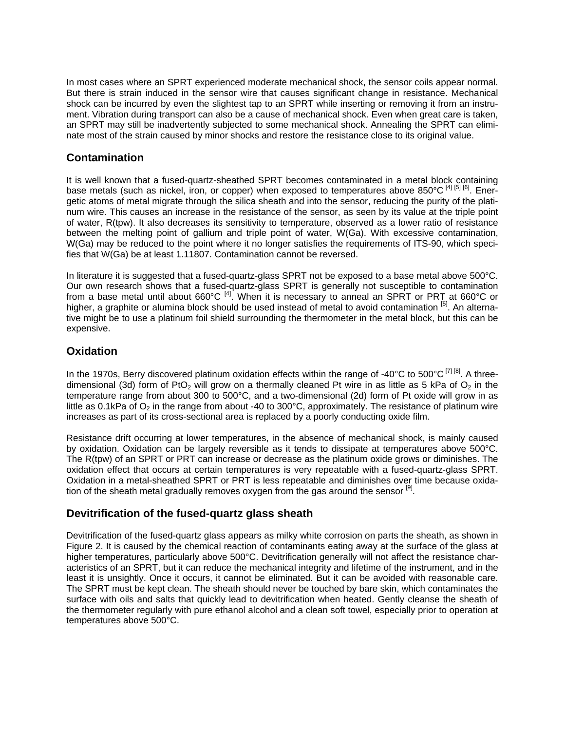In most cases where an SPRT experienced moderate mechanical shock, the sensor coils appear normal. But there is strain induced in the sensor wire that causes significant change in resistance. Mechanical shock can be incurred by even the slightest tap to an SPRT while inserting or removing it from an instrument. Vibration during transport can also be a cause of mechanical shock. Even when great care is taken, an SPRT may still be inadvertently subjected to some mechanical shock. Annealing the SPRT can eliminate most of the strain caused by minor shocks and restore the resistance close to its original value.

## Contamination

It is well known that a fused-quartz-sheathed SPRT becomes contaminated in a metal block containing base metals (such as nickel, iron, or copper) when exposed to temperatures above 850°C [4] [5] [6]. Energetic atoms of metal migrate through the silica sheath and into the sensor, reducing the purity of the platinum wire. This causes an increase in the resistance of the sensor, as seen by its value at the triple point of water, R(tpw). It also decreases its sensitivity to temperature, observed as a lower ratio of resistance between the melting point of gallium and triple point of water, W(Ga). With excessive contamination, W(Ga) may be reduced to the point where it no longer satisfies the requirements of ITS-90, which specifies that W(Ga) be at least 1.11807. Contamination cannot be reversed.

In literature it is suggested that a fused-quartz-glass SPRT not be exposed to a base metal above 500°C. Our own research shows that a fused-quartz-glass SPRT is generally not susceptible to contamination from a base metal until about 660°C [4]. When it is necessary to anneal an SPRT or PRT at 660°C or higher, a graphite or alumina block should be used instead of metal to avoid contamination [5]. An alternative might be to use a platinum foil shield surrounding the thermometer in the metal block, but this can be expensive.

## Oxidation

In the 1970s, Berry discovered platinum oxidation effects within the range of -40°C to 500°C [7] [8]. A three-dimensional (3d) form of $PtO_2$ will grow on a thermally cleaned Pt wire in as little as 5 kPa of $O_2$ in the temperature range from about 300 to 500°C, and a two-dimensional (2d) form of Pt oxide will grow in as little as 0.1kPa of $O_2$ in the range from about -40 to 300°C, approximately. The resistance of platinum wire increases as part of its cross-sectional area is replaced by a poorly conducting oxide film.

Resistance drift occurring at lower temperatures, in the absence of mechanical shock, is mainly caused by oxidation. Oxidation can be largely reversible as it tends to dissipate at temperatures above 500°C. The R(tpw) of an SPRT or PRT can increase or decrease as the platinum oxide grows or diminishes. The oxidation effect that occurs at certain temperatures is very repeatable with a fused-quartz-glass SPRT. Oxidation in a metal-sheathed SPRT or PRT is less repeatable and diminishes over time because oxidation of the sheath metal gradually removes oxygen from the gas around the sensor [9].

## Devitrification of the fused-quartz glass sheath

Devitrification of the fused-quartz glass appears as milky white corrosion on parts the sheath, as shown in Figure 2. It is caused by the chemical reaction of contaminants eating away at the surface of the glass at higher temperatures, particularly above 500°C. Devitrification generally will not affect the resistance characteristics of an SPRT, but it can reduce the mechanical integrity and lifetime of the instrument, and in the least it is unsightly. Once it occurs, it cannot be eliminated. But it can be avoided with reasonable care. The SPRT must be kept clean. The sheath should never be touched by bare skin, which contaminates the surface with oils and salts that quickly lead to devitrification when heated. Gently cleanse the sheath of the thermometer regularly with pure ethanol alcohol and a clean soft towel, especially prior to operation at temperatures above 500°C.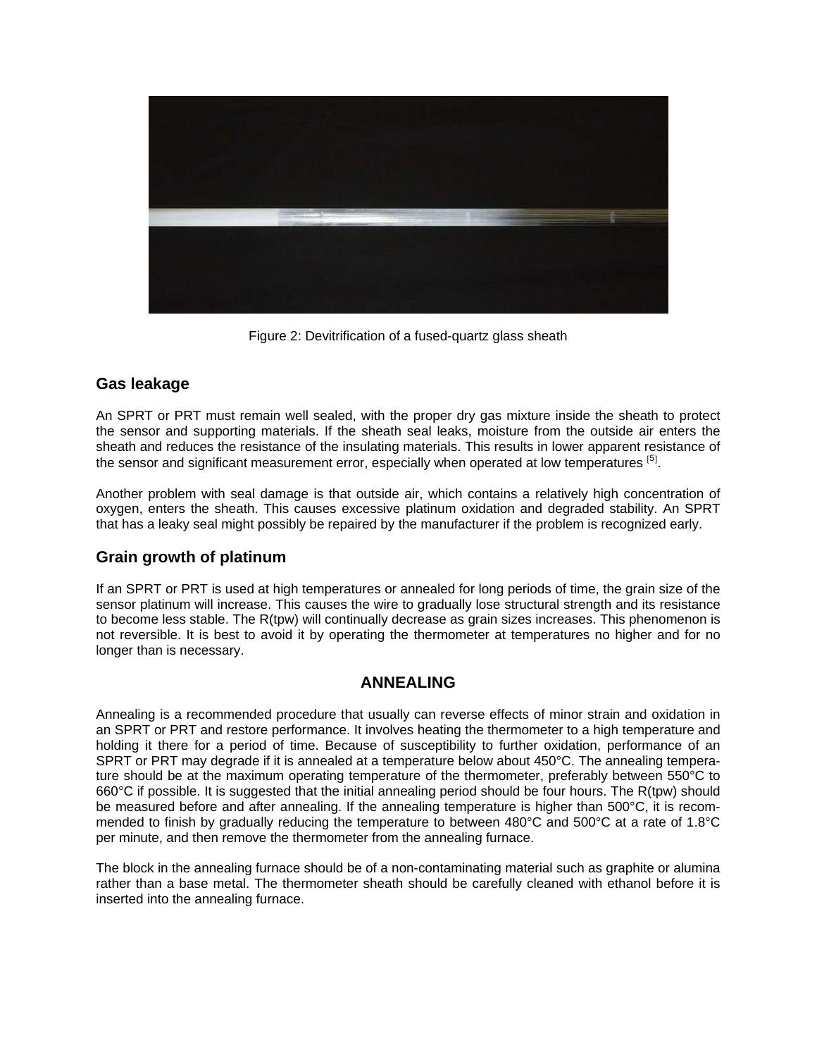Figure 2: Devitrification of a fused-quartz glass sheath

## Gas leakage

An SPRT or PRT must remain well sealed, with the proper dry gas mixture inside the sheath to protect the sensor and supporting materials. If the sheath seal leaks, moisture from the outside air enters the sheath and reduces the resistance of the insulating materials. This results in lower apparent resistance of the sensor and significant measurement error, especially when operated at low temperatures [5].

Another problem with seal damage is that outside air, which contains a relatively high concentration of oxygen, enters the sheath. This causes excessive platinum oxidation and degraded stability. An SPRT that has a leaky seal might possibly be repaired by the manufacturer if the problem is recognized early.

## Grain growth of platinum

If an SPRT or PRT is used at high temperatures or annealed for long periods of time, the grain size of the sensor platinum will increase. This causes the wire to gradually lose structural strength and its resistance to become less stable. The R(tpw) will continually decrease as grain sizes increases. This phenomenon is not reversible. It is best to avoid it by operating the thermometer at temperatures no higher and for no longer than is necessary.

# ANNEALING

Annealing is a recommended procedure that usually can reverse effects of minor strain and oxidation in an SPRT or PRT and restore performance. It involves heating the thermometer to a high temperature and holding it there for a period of time. Because of susceptibility to further oxidation, performance of an SPRT or PRT may degrade if it is annealed at a temperature below about 450°C. The annealing temperature should be at the maximum operating temperature of the thermometer, preferably between 550°C to 660°C if possible. It is suggested that the initial annealing period should be four hours. The R(tpw) should be measured before and after annealing. If the annealing temperature is higher than 500°C, it is recommended to finish by gradually reducing the temperature to between 480°C and 500°C at a rate of 1.8°C per minute, and then remove the thermometer from the annealing furnace.

The block in the annealing furnace should be of a non-contaminating material such as graphite or alumina rather than a base metal. The thermometer sheath should be carefully cleaned with ethanol before it is inserted into the annealing furnace.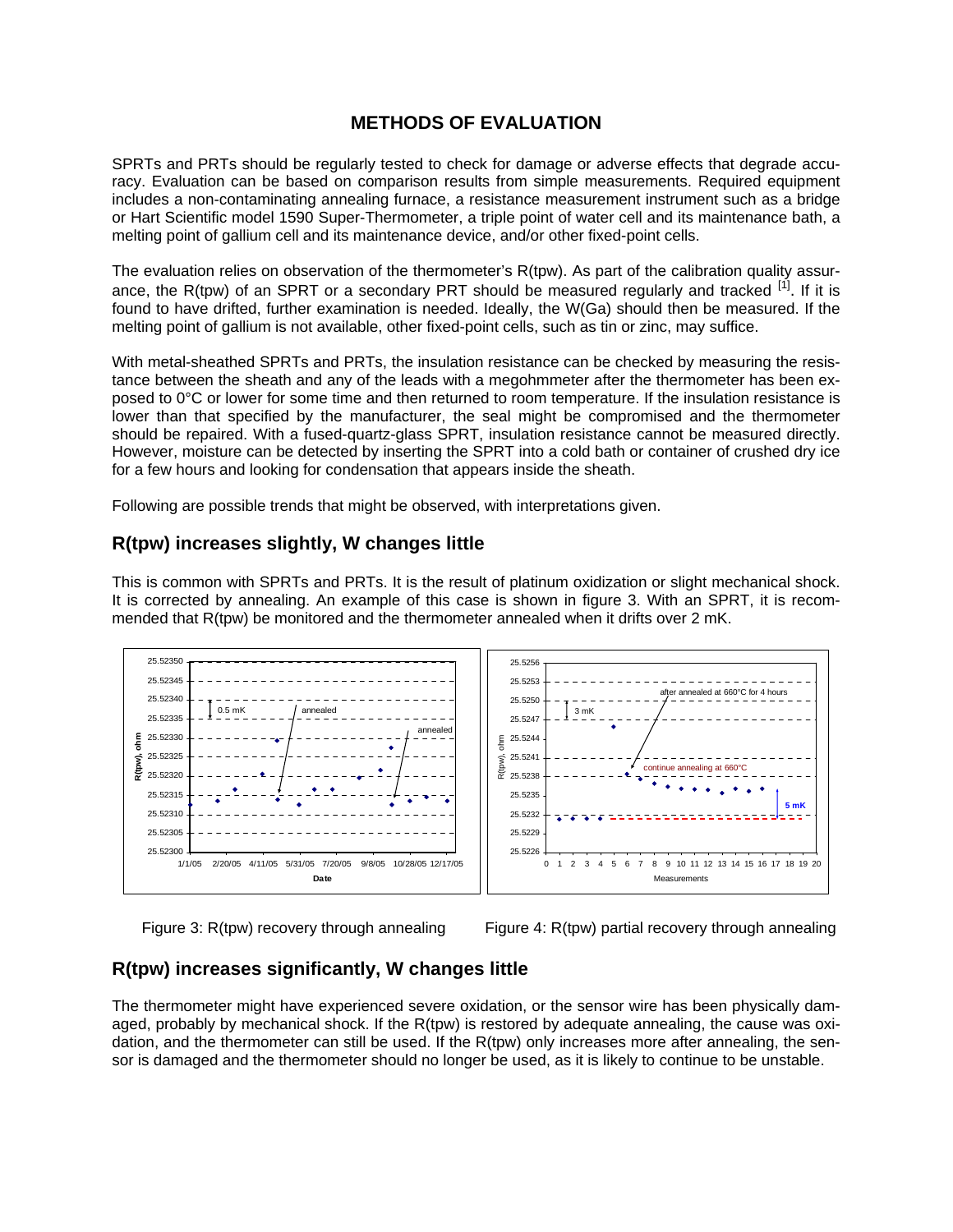## METHODS OF EVALUATION

SPRTs and PRTs should be regularly tested to check for damage or adverse effects that degrade accuracy. Evaluation can be based on comparison results from simple measurements. Required equipment includes a non-contaminating annealing furnace, a resistance measurement instrument such as a bridge or Hart Scientific model 1590 Super-Thermometer, a triple point of water cell and its maintenance bath, a melting point of gallium cell and its maintenance device, and/or other fixed-point cells.

The evaluation relies on observation of the thermometer's R(tpw). As part of the calibration quality assurance, the R(tpw) of an SPRT or a secondary PRT should be measured regularly and tracked [1]. If it is found to have drifted, further examination is needed. Ideally, the W(Ga) should then be measured. If the melting point of gallium is not available, other fixed-point cells, such as tin or zinc, may suffice.

With metal-sheathed SPRTs and PRTs, the insulation resistance can be checked by measuring the resistance between the sheath and any of the leads with a megohmmeter after the thermometer has been exposed to 0°C or lower for some time and then returned to room temperature. If the insulation resistance is lower than that specified by the manufacturer, the seal might be compromised and the thermometer should be repaired. With a fused-quartz-glass SPRT, insulation resistance cannot be measured directly. However, moisture can be detected by inserting the SPRT into a cold bath or container of crushed dry ice for a few hours and looking for condensation that appears inside the sheath.

Following are possible trends that might be observed, with interpretations given.

### R(tpw) increases slightly, W changes little

This is common with SPRTs and PRTs. It is the result of platinum oxidization or slight mechanical shock. It is corrected by annealing. An example of this case is shown in figure 3. With an SPRT, it is recommended that R(tpw) be monitored and the thermometer annealed when it drifts over 2 mK.

Figure 3: R(tpw) recovery through annealing

Figure 4: R(tpw) partial recovery through annealing

### R(tpw) increases significantly, W changes little

The thermometer might have experienced severe oxidation, or the sensor wire has been physically damaged, probably by mechanical shock. If the R(tpw) is restored by adequate annealing, the cause was oxidation, and the thermometer can still be used. If the R(tpw) only increases more after annealing, the sensor is damaged and the thermometer should no longer be used, as it is likely to continue to be unstable.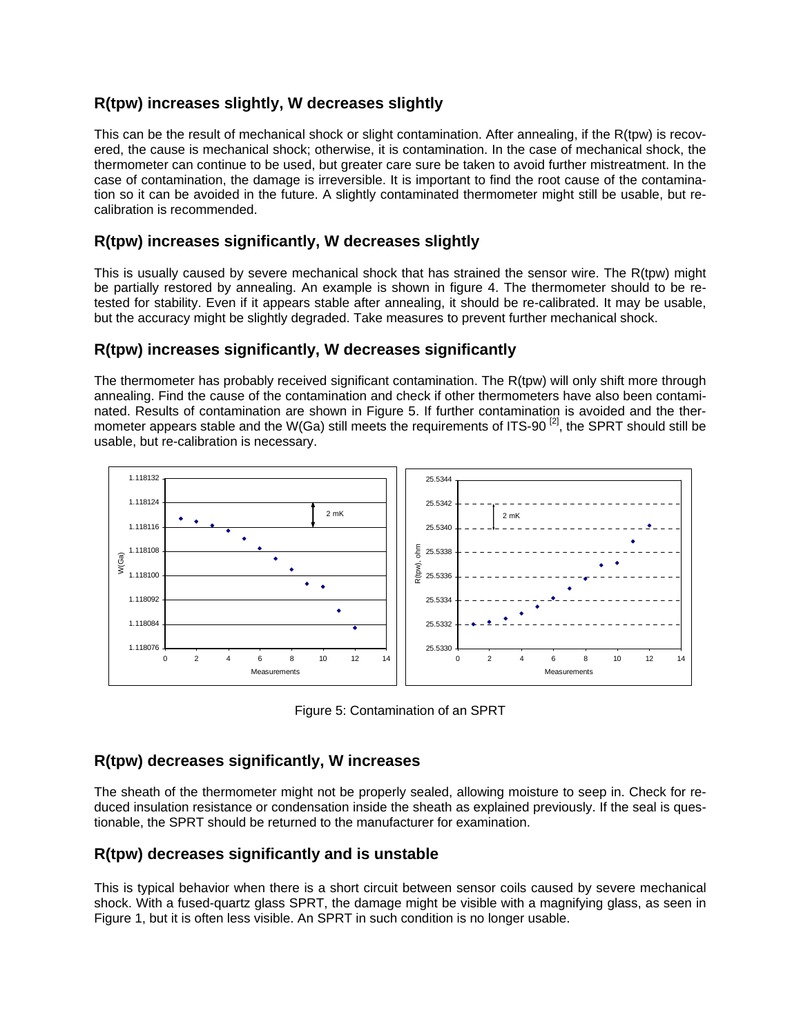## R(tpw) increases slightly, W decreases slightly

This can be the result of mechanical shock or slight contamination. After annealing, if the R(tpw) is recovered, the cause is mechanical shock; otherwise, it is contamination. In the case of mechanical shock, the thermometer can continue to be used, but greater care sure be taken to avoid further mistreatment. In the case of contamination, the damage is irreversible. It is important to find the root cause of the contamination so it can be avoided in the future. A slightly contaminated thermometer might still be usable, but re-calibration is recommended.

## R(tpw) increases significantly, W decreases slightly

This is usually caused by severe mechanical shock that has strained the sensor wire. The R(tpw) might be partially restored by annealing. An example is shown in figure 4. The thermometer should to be re-tested for stability. Even if it appears stable after annealing, it should be re-calibrated. It may be usable, but the accuracy might be slightly degraded. Take measures to prevent further mechanical shock.

## R(tpw) increases significantly, W decreases significantly

The thermometer has probably received significant contamination. The R(tpw) will only shift more through annealing. Find the cause of the contamination and check if other thermometers have also been contaminated. Results of contamination are shown in Figure 5. If further contamination is avoided and the thermometer appears stable and the W(Ga) still meets the requirements of ITS-90 [2], the SPRT should still be usable, but re-calibration is necessary.

Figure 5: Contamination of an SPRT

## R(tpw) decreases significantly, W increases

The sheath of the thermometer might not be properly sealed, allowing moisture to seep in. Check for reduced insulation resistance or condensation inside the sheath as explained previously. If the seal is questionable, the SPRT should be returned to the manufacturer for examination.

## R(tpw) decreases significantly and is unstable

This is typical behavior when there is a short circuit between sensor coils caused by severe mechanical shock. With a fused-quartz glass SPRT, the damage might be visible with a magnifying glass, as seen in Figure 1, but it is often less visible. An SPRT in such condition is no longer usable.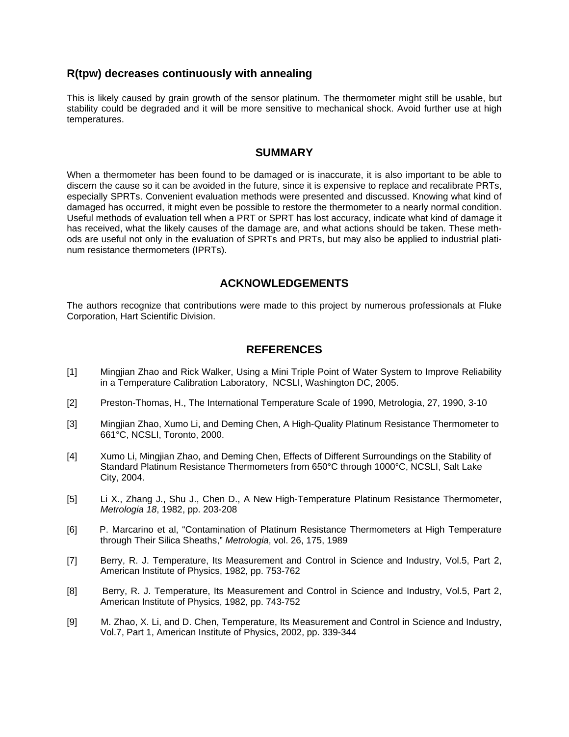### R(tpw) decreases continuously with annealing

This is likely caused by grain growth of the sensor platinum. The thermometer might still be usable, but stability could be degraded and it will be more sensitive to mechanical shock. Avoid further use at high temperatures.

## SUMMARY

When a thermometer has been found to be damaged or is inaccurate, it is also important to be able to discern the cause so it can be avoided in the future, since it is expensive to replace and recalibrate PRTs, especially SPRTs. Convenient evaluation methods were presented and discussed. Knowing what kind of damaged has occurred, it might even be possible to restore the thermometer to a nearly normal condition. Useful methods of evaluation tell when a PRT or SPRT has lost accuracy, indicate what kind of damage it has received, what the likely causes of the damage are, and what actions should be taken. These methods are useful not only in the evaluation of SPRTs and PRTs, but may also be applied to industrial platinum resistance thermometers (IPRTs).

## ACKNOWLEDGEMENTS

The authors recognize that contributions were made to this project by numerous professionals at Fluke Corporation, Hart Scientific Division.

## REFERENCES

[1] Mingjian Zhao and Rick Walker, Using a Mini Triple Point of Water System to Improve Reliability in a Temperature Calibration Laboratory, NCSLI, Washington DC, 2005.

[2] Preston-Thomas, H., The International Temperature Scale of 1990, Metrologia, 27, 1990, 3-10

[3] Mingjian Zhao, Xumo Li, and Deming Chen, A High-Quality Platinum Resistance Thermometer to 661°C, NCSLI, Toronto, 2000.

[4] Xumo Li, Mingjian Zhao, and Deming Chen, Effects of Different Surroundings on the Stability of Standard Platinum Resistance Thermometers from 650°C through 1000°C, NCSLI, Salt Lake City, 2004.

[5] Li X., Zhang J., Shu J., Chen D., A New High-Temperature Platinum Resistance Thermometer, *Metrologia 18*, 1982, pp. 203-208

[6] P. Marcarino et al, "Contamination of Platinum Resistance Thermometers at High Temperature through Their Silica Sheaths," *Metrologia*, vol. 26, 175, 1989

[7] Berry, R. J. Temperature, Its Measurement and Control in Science and Industry, Vol.5, Part 2, American Institute of Physics, 1982, pp. 753-762

[8] Berry, R. J. Temperature, Its Measurement and Control in Science and Industry, Vol.5, Part 2, American Institute of Physics, 1982, pp. 743-752

[9] M. Zhao, X. Li, and D. Chen, Temperature, Its Measurement and Control in Science and Industry, Vol.7, Part 1, American Institute of Physics, 2002, pp. 339-344